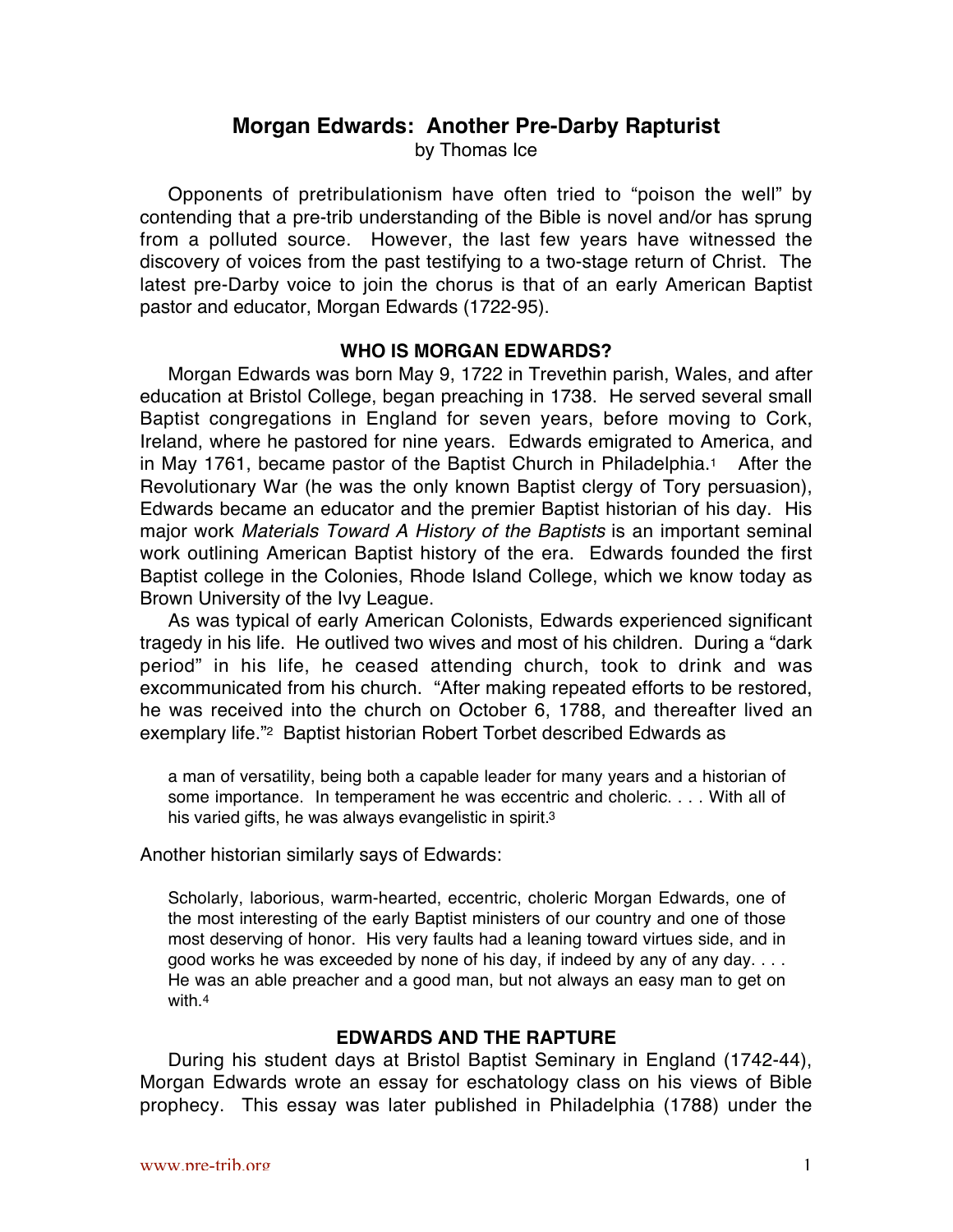# Morgan Edwards: Another Pre-Darby Rapturist

by Thomas Ice

Opponents of pretribulationism have often tried to "poison the well" by contending that a pre-trib understanding of the Bible is novel and/or has sprung from a polluted source. However, the last few years have witnessed the discovery of voices from the past testifying to a two-stage return of Christ. The latest pre-Darby voice to join the chorus is that of an early American Baptist pastor and educator, Morgan Edwards (1722-95).

### WHO IS MORGAN EDWARDS?

Morgan Edwards was born May 9, 1722 in Trevethin parish, Wales, and after education at Bristol College, began preaching in 1738. He served several small Baptist congregations in England for seven years, before moving to Cork, Ireland, where he pastored for nine years. Edwards emigrated to America, and in May 1761, became pastor of the Baptist Church in Philadelphia.[1] After the Revolutionary War (he was the only known Baptist clergy of Tory persuasion), Edwards became an educator and the premier Baptist historian of his day. His major work *Materials Toward A History of the Baptists* is an important seminal work outlining American Baptist history of the era. Edwards founded the first Baptist college in the Colonies, Rhode Island College, which we know today as Brown University of the Ivy League.

As was typical of early American Colonists, Edwards experienced significant tragedy in his life. He outlived two wives and most of his children. During a "dark period" in his life, he ceased attending church, took to drink and was excommunicated from his church. "After making repeated efforts to be restored, he was received into the church on October 6, 1788, and thereafter lived an exemplary life."[2] Baptist historian Robert Torbet described Edwards as

> a man of versatility, being both a capable leader for many years and a historian of some importance. In temperament he was eccentric and choleric. . . . With all of his varied gifts, he was always evangelistic in spirit.[3]

Another historian similarly says of Edwards:

> Scholarly, laborious, warm-hearted, eccentric, choleric Morgan Edwards, one of the most interesting of the early Baptist ministers of our country and one of those most deserving of honor. His very faults had a leaning toward virtues side, and in good works he was exceeded by none of his day, if indeed by any of any day. . . . He was an able preacher and a good man, but not always an easy man to get on with.[4]

### EDWARDS AND THE RAPTURE

During his student days at Bristol Baptist Seminary in England (1742-44), Morgan Edwards wrote an essay for eschatology class on his views of Bible prophecy. This essay was later published in Philadelphia (1788) under the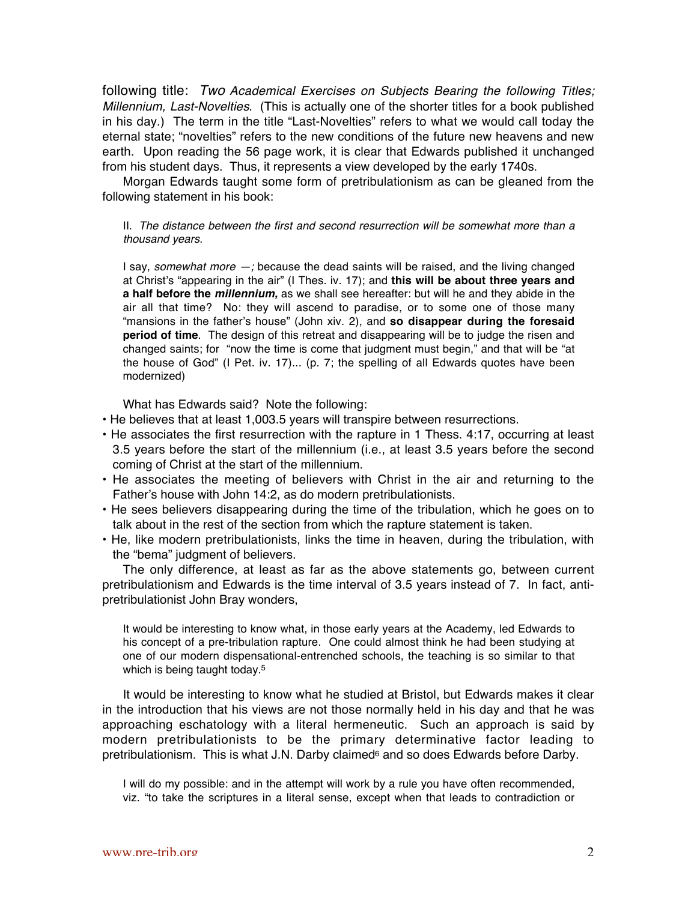following title: *Two Academical Exercises on Subjects Bearing the following Titles; Millennium, Last-Novelties*. (This is actually one of the shorter titles for a book published in his day.) The term in the title "Last-Novelties" refers to what we would call today the eternal state; "novelties" refers to the new conditions of the future new heavens and new earth. Upon reading the 56 page work, it is clear that Edwards published it unchanged from his student days. Thus, it represents a view developed by the early 1740s.

Morgan Edwards taught some form of pretribulationism as can be gleaned from the following statement in his book:

> II. *The distance between the first and second resurrection will be somewhat more than a thousand years.*
>
> I say, *somewhat more —;* because the dead saints will be raised, and the living changed at Christ's "appearing in the air" (I Thes. iv. 17); and **this will be about three years and a half before the *millennium,*** as we shall see hereafter: but will he and they abide in the air all that time? No: they will ascend to paradise, or to some one of those many "mansions in the father's house" (John xiv. 2), and **so disappear during the foresaid period of time**. The design of this retreat and disappearing will be to judge the risen and changed saints; for "now the time is come that judgment must begin," and that will be "at the house of God" (I Pet. iv. 17)... (p. 7; the spelling of all Edwards quotes have been modernized)

What has Edwards said? Note the following:

- He believes that at least 1,003.5 years will transpire between resurrections.
- He associates the first resurrection with the rapture in 1 Thess. 4:17, occurring at least 3.5 years before the start of the millennium (i.e., at least 3.5 years before the second coming of Christ at the start of the millennium.
- He associates the meeting of believers with Christ in the air and returning to the Father's house with John 14:2, as do modern pretribulationists.
- He sees believers disappearing during the time of the tribulation, which he goes on to talk about in the rest of the section from which the rapture statement is taken.
- He, like modern pretribulationists, links the time in heaven, during the tribulation, with the "bema" judgment of believers.

The only difference, at least as far as the above statements go, between current pretribulationism and Edwards is the time interval of 3.5 years instead of 7. In fact, anti-pretribulationist John Bray wonders,

> It would be interesting to know what, in those early years at the Academy, led Edwards to his concept of a pre-tribulation rapture. One could almost think he had been studying at one of our modern dispensational-entrenched schools, the teaching is so similar to that which is being taught today.[5]

It would be interesting to know what he studied at Bristol, but Edwards makes it clear in the introduction that his views are not those normally held in his day and that he was approaching eschatology with a literal hermeneutic. Such an approach is said by modern pretribulationists to be the primary determinative factor leading to pretribulationism. This is what J.N. Darby claimed[6] and so does Edwards before Darby.

> I will do my possible: and in the attempt will work by a rule you have often recommended, viz. "to take the scriptures in a literal sense, except when that leads to contradiction or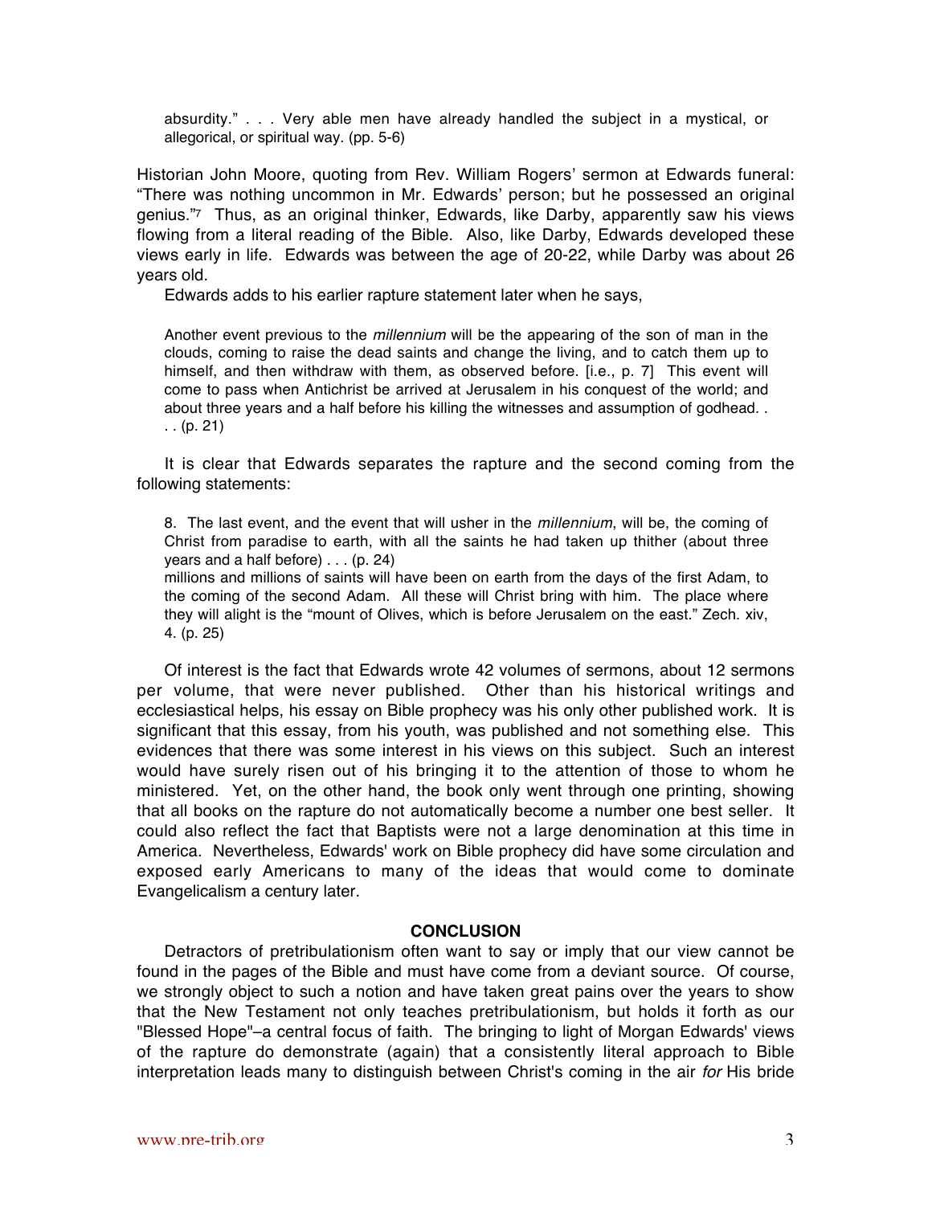> absurdity." . . . Very able men have already handled the subject in a mystical, or allegorical, or spiritual way. (pp. 5-6)

Historian John Moore, quoting from Rev. William Rogers' sermon at Edwards funeral: "There was nothing uncommon in Mr. Edwards' person; but he possessed an original genius."[7] Thus, as an original thinker, Edwards, like Darby, apparently saw his views flowing from a literal reading of the Bible. Also, like Darby, Edwards developed these views early in life. Edwards was between the age of 20-22, while Darby was about 26 years old.

Edwards adds to his earlier rapture statement later when he says,

> Another event previous to the *millennium* will be the appearing of the son of man in the clouds, coming to raise the dead saints and change the living, and to catch them up to himself, and then withdraw with them, as observed before. [i.e., p. 7] This event will come to pass when Antichrist be arrived at Jerusalem in his conquest of the world; and about three years and a half before his killing the witnesses and assumption of godhead. . . . (p. 21)

It is clear that Edwards separates the rapture and the second coming from the following statements:

> 8. The last event, and the event that will usher in the *millennium*, will be, the coming of Christ from paradise to earth, with all the saints he had taken up thither (about three years and a half before) . . . (p. 24)
> millions and millions of saints will have been on earth from the days of the first Adam, to the coming of the second Adam. All these will Christ bring with him. The place where they will alight is the "mount of Olives, which is before Jerusalem on the east." Zech. xiv, 4. (p. 25)

Of interest is the fact that Edwards wrote 42 volumes of sermons, about 12 sermons per volume, that were never published. Other than his historical writings and ecclesiastical helps, his essay on Bible prophecy was his only other published work. It is significant that this essay, from his youth, was published and not something else. This evidences that there was some interest in his views on this subject. Such an interest would have surely risen out of his bringing it to the attention of those to whom he ministered. Yet, on the other hand, the book only went through one printing, showing that all books on the rapture do not automatically become a number one best seller. It could also reflect the fact that Baptists were not a large denomination at this time in America. Nevertheless, Edwards' work on Bible prophecy did have some circulation and exposed early Americans to many of the ideas that would come to dominate Evangelicalism a century later.

## CONCLUSION

Detractors of pretribulationism often want to say or imply that our view cannot be found in the pages of the Bible and must have come from a deviant source. Of course, we strongly object to such a notion and have taken great pains over the years to show that the New Testament not only teaches pretribulationism, but holds it forth as our "Blessed Hope"–a central focus of faith. The bringing to light of Morgan Edwards' views of the rapture do demonstrate (again) that a consistently literal approach to Bible interpretation leads many to distinguish between Christ's coming in the air *for* His bride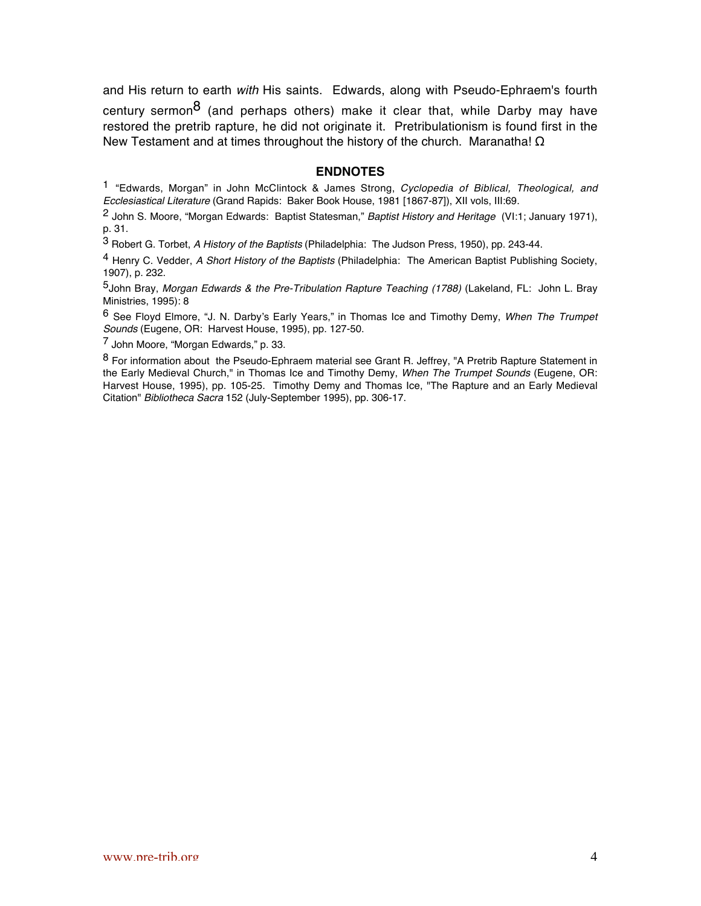and His return to earth *with* His saints. Edwards, along with Pseudo-Ephraem's fourth century sermon[8] (and perhaps others) make it clear that, while Darby may have restored the pretrib rapture, he did not originate it. Pretribulationism is found first in the New Testament and at times throughout the history of the church. Maranatha! Ω

## ENDNOTES

[1] "Edwards, Morgan" in John McClintock & James Strong, *Cyclopedia of Biblical, Theological, and Ecclesiastical Literature* (Grand Rapids: Baker Book House, 1981 [1867-87]), XII vols, III:69.

[2] John S. Moore, "Morgan Edwards: Baptist Statesman," *Baptist History and Heritage* (VI:1; January 1971), p. 31.

[3] Robert G. Torbet, *A History of the Baptists* (Philadelphia: The Judson Press, 1950), pp. 243-44.

[4] Henry C. Vedder, *A Short History of the Baptists* (Philadelphia: The American Baptist Publishing Society, 1907), p. 232.

[5] John Bray, *Morgan Edwards & the Pre-Tribulation Rapture Teaching (1788)* (Lakeland, FL: John L. Bray Ministries, 1995): 8

[6] See Floyd Elmore, "J. N. Darby's Early Years," in Thomas Ice and Timothy Demy, *When The Trumpet Sounds* (Eugene, OR: Harvest House, 1995), pp. 127-50.

[7] John Moore, "Morgan Edwards," p. 33.

[8] For information about the Pseudo-Ephraem material see Grant R. Jeffrey, "A Pretrib Rapture Statement in the Early Medieval Church," in Thomas Ice and Timothy Demy, *When The Trumpet Sounds* (Eugene, OR: Harvest House, 1995), pp. 105-25. Timothy Demy and Thomas Ice, "The Rapture and an Early Medieval Citation" *Bibliotheca Sacra* 152 (July-September 1995), pp. 306-17.